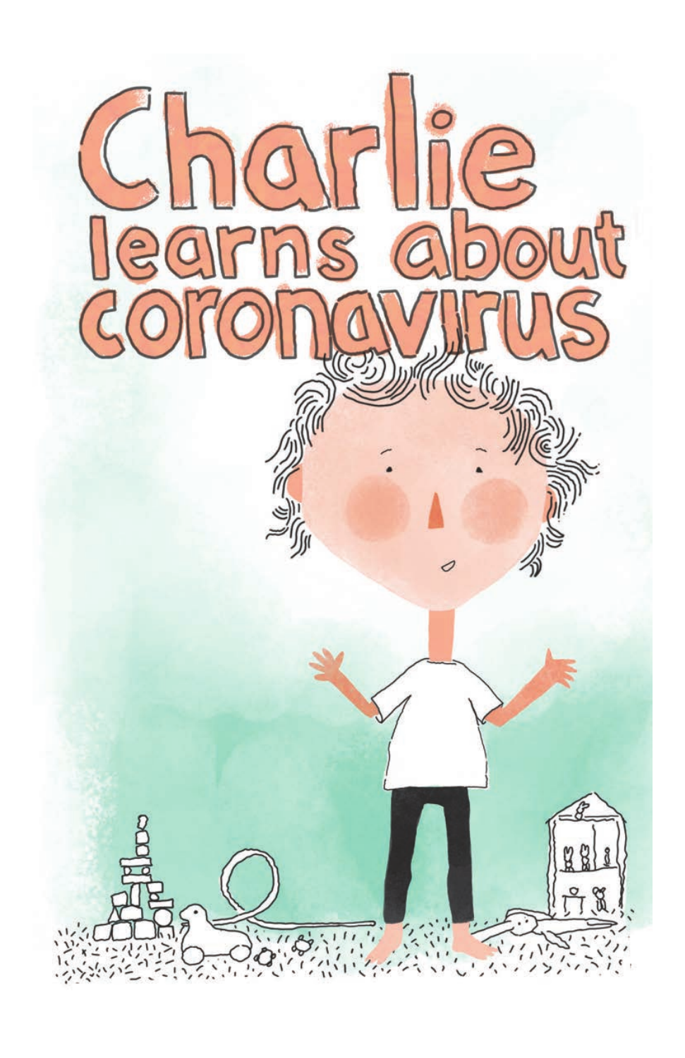# Charlie learns about coronavirus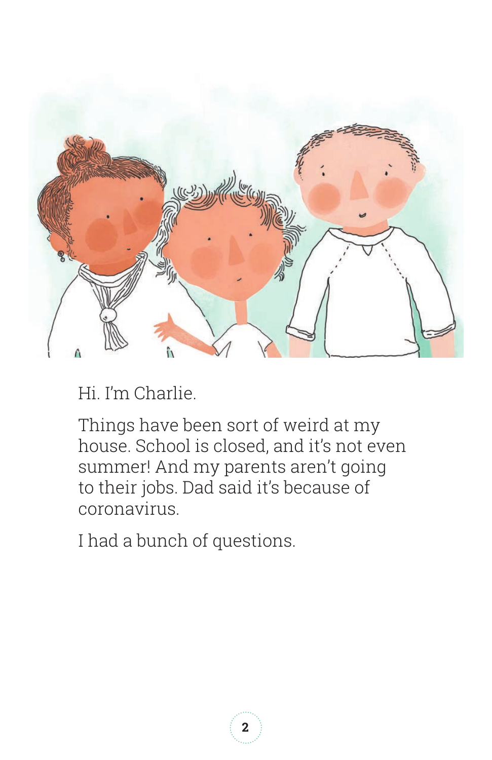Hi. I'm Charlie.

Things have been sort of weird at my house. School is closed, and it's not even summer! And my parents aren't going to their jobs. Dad said it's because of coronavirus.

I had a bunch of questions.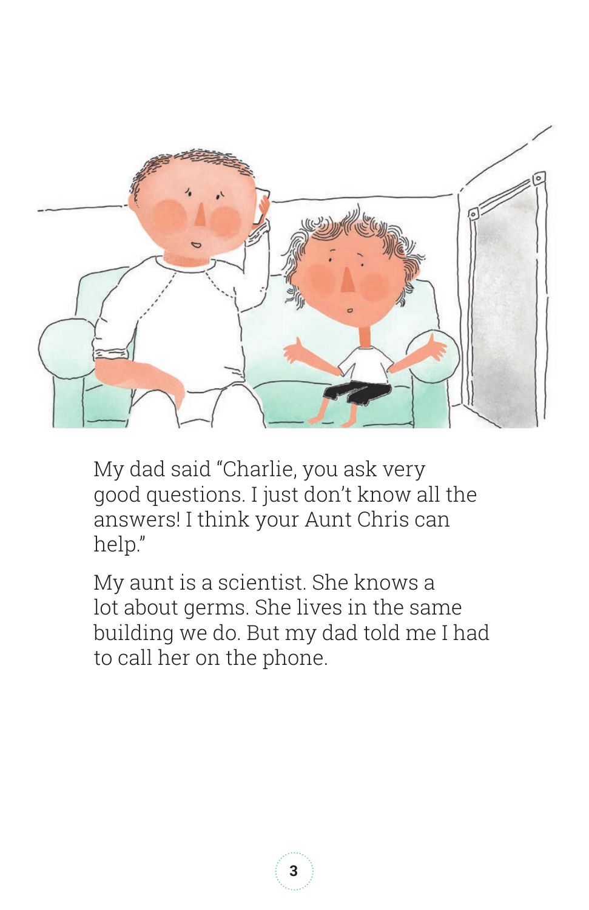My dad said "Charlie, you ask very good questions. I just don't know all the answers! I think your Aunt Chris can help."

My aunt is a scientist. She knows a lot about germs. She lives in the same building we do. But my dad told me I had to call her on the phone.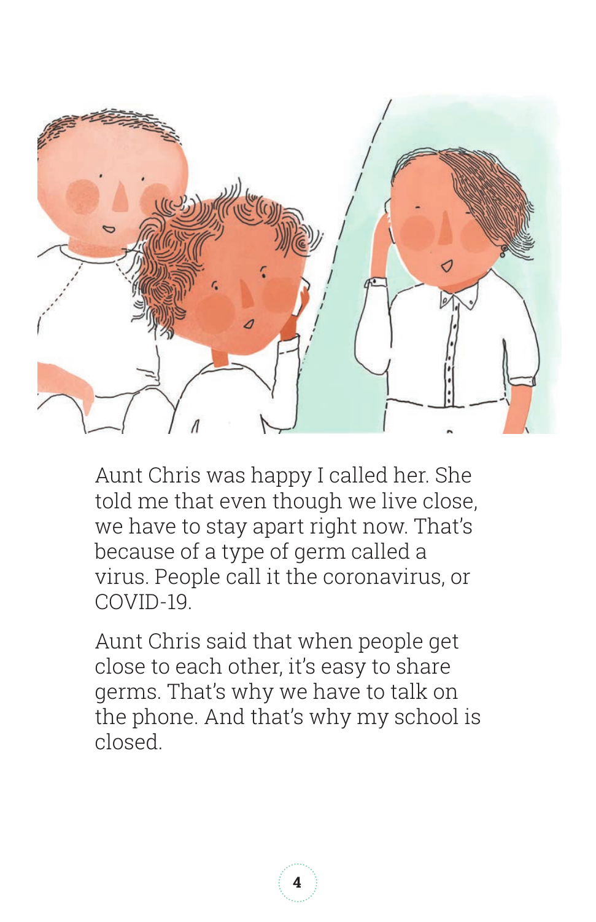Aunt Chris was happy I called her. She told me that even though we live close, we have to stay apart right now. That's because of a type of germ called a virus. People call it the coronavirus, or COVID-19.

Aunt Chris said that when people get close to each other, it's easy to share germs. That's why we have to talk on the phone. And that's why my school is closed.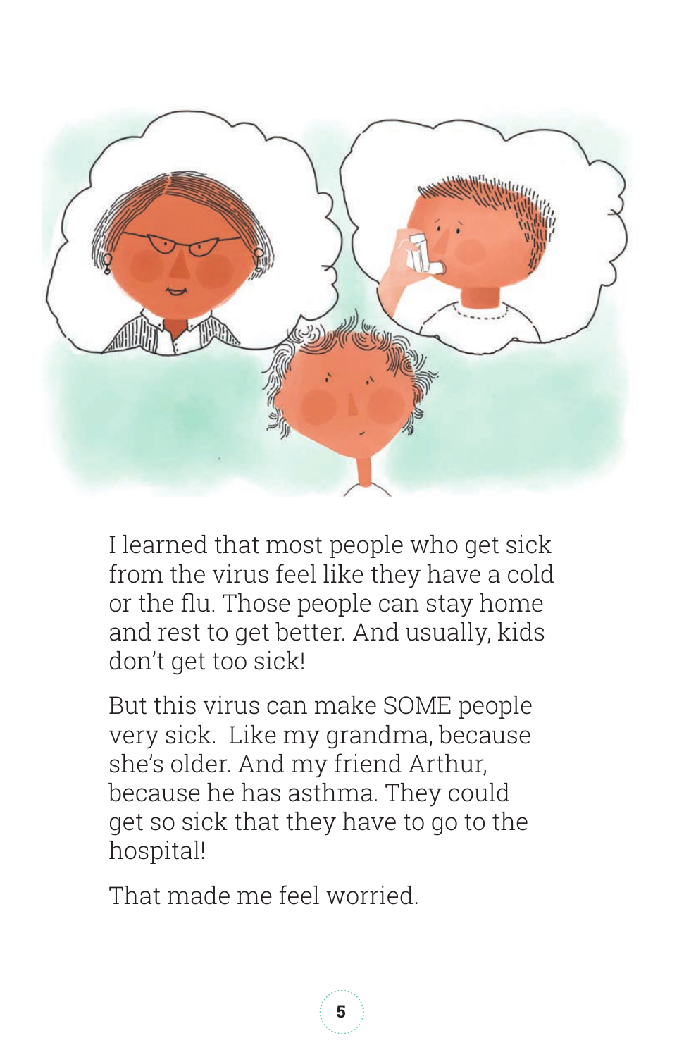I learned that most people who get sick from the virus feel like they have a cold or the flu. Those people can stay home and rest to get better. And usually, kids don't get too sick!

But this virus can make SOME people very sick. Like my grandma, because she's older. And my friend Arthur, because he has asthma. They could get so sick that they have to go to the hospital!

That made me feel worried.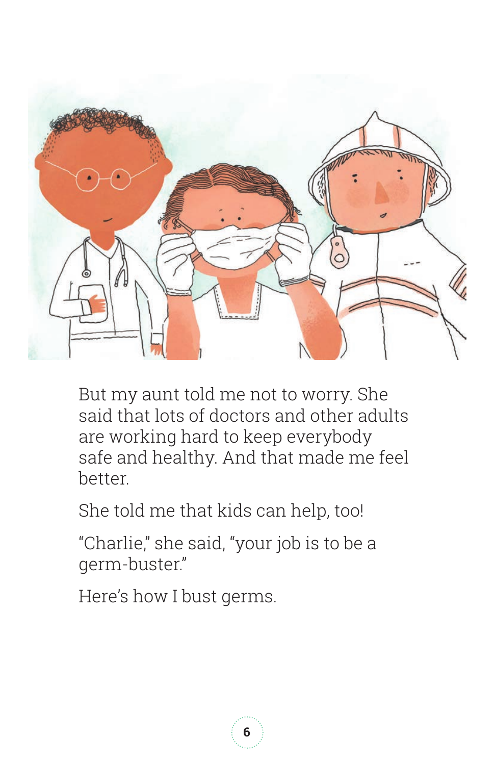But my aunt told me not to worry. She said that lots of doctors and other adults are working hard to keep everybody safe and healthy. And that made me feel better.

She told me that kids can help, too!

"Charlie," she said, "your job is to be a germ-buster."

Here's how I bust germs.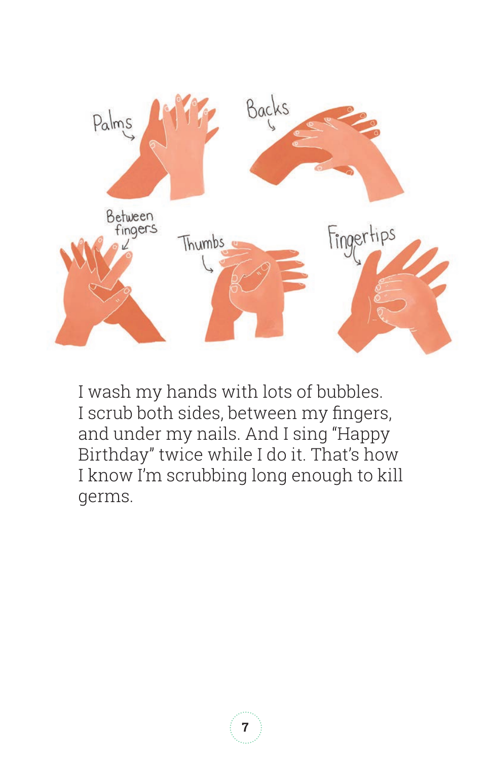I wash my hands with lots of bubbles. I scrub both sides, between my fingers, and under my nails. And I sing “Happy Birthday” twice while I do it. That’s how I know I’m scrubbing long enough to kill germs.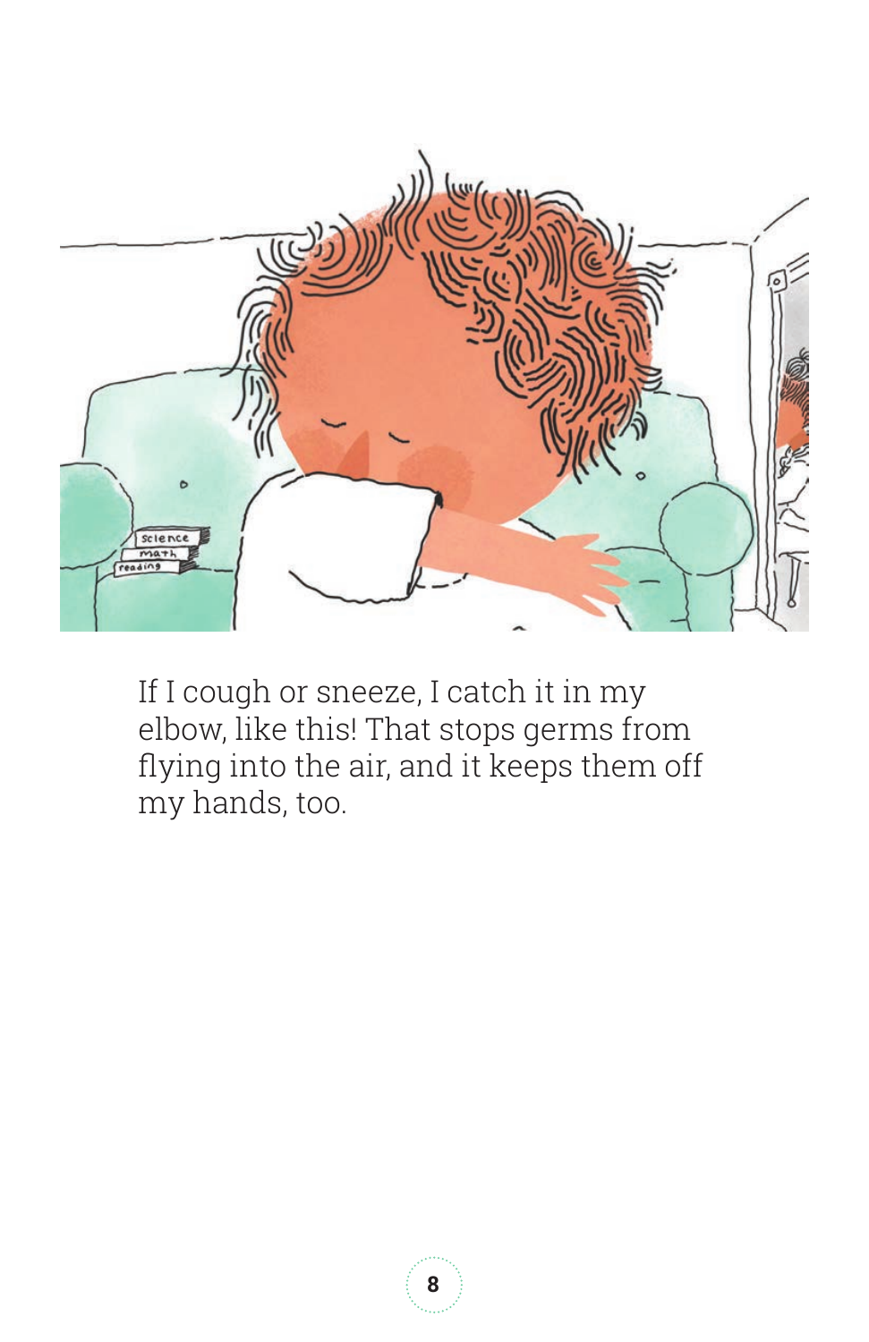If I cough or sneeze, I catch it in my elbow, like this! That stops germs from flying into the air, and it keeps them off my hands, too.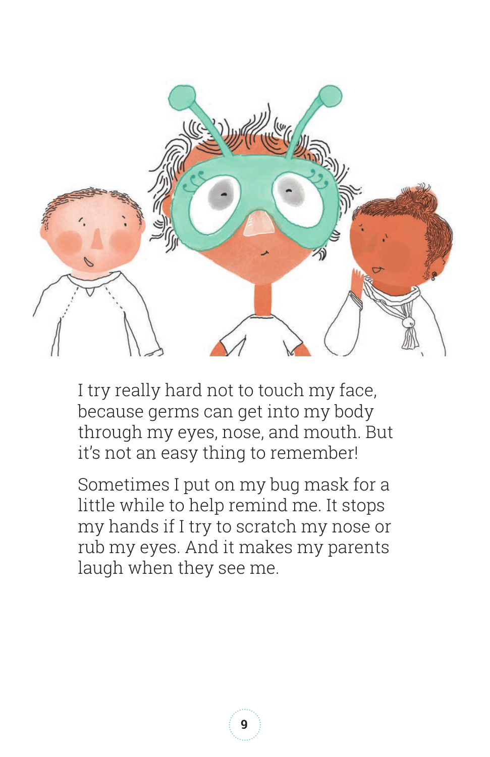I try really hard not to touch my face, because germs can get into my body through my eyes, nose, and mouth. But it's not an easy thing to remember!

Sometimes I put on my bug mask for a little while to help remind me. It stops my hands if I try to scratch my nose or rub my eyes. And it makes my parents laugh when they see me.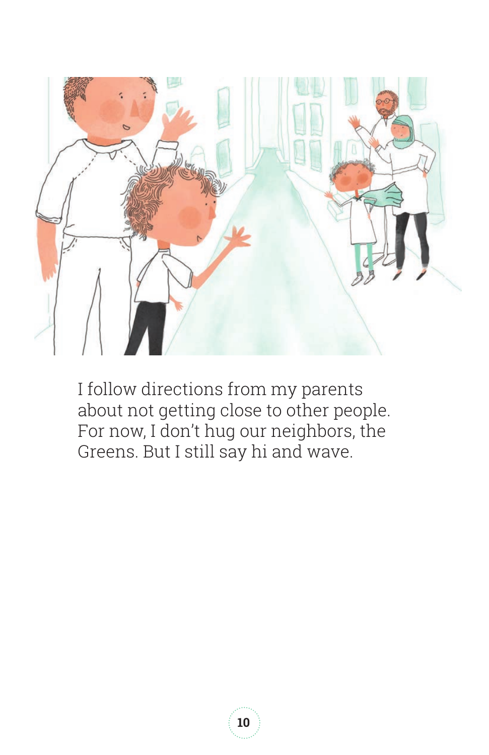I follow directions from my parents about not getting close to other people. For now, I don't hug our neighbors, the Greens. But I still say hi and wave.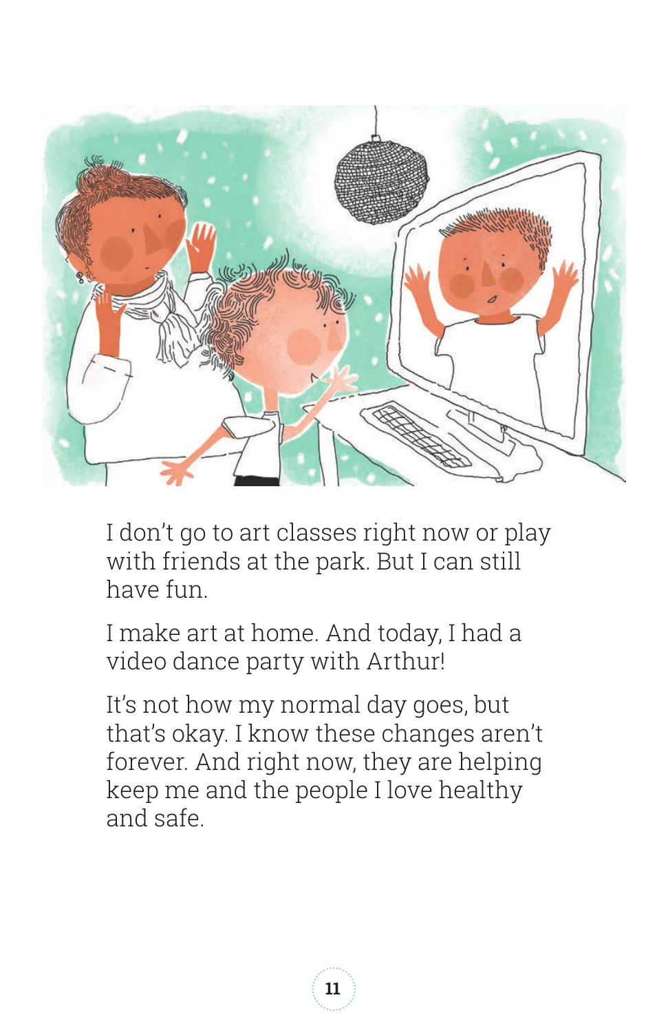I don't go to art classes right now or play with friends at the park. But I can still have fun.

I make art at home. And today, I had a video dance party with Arthur!

It's not how my normal day goes, but that's okay. I know these changes aren't forever. And right now, they are helping keep me and the people I love healthy and safe.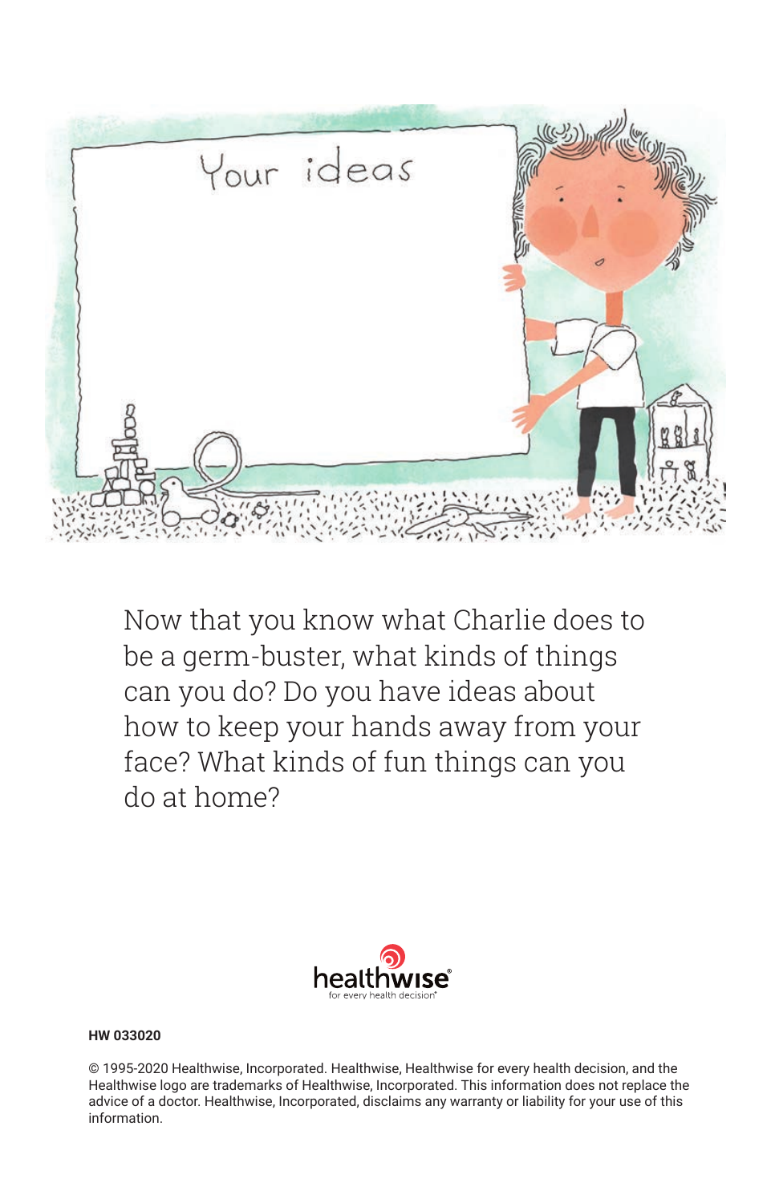Now that you know what Charlie does to be a germ-buster, what kinds of things can you do? Do you have ideas about how to keep your hands away from your face? What kinds of fun things can you do at home?

**HW 033020**

© 1995-2020 Healthwise, Incorporated. Healthwise, Healthwise for every health decision, and the Healthwise logo are trademarks of Healthwise, Incorporated. This information does not replace the advice of a doctor. Healthwise, Incorporated, disclaims any warranty or liability for your use of this information.